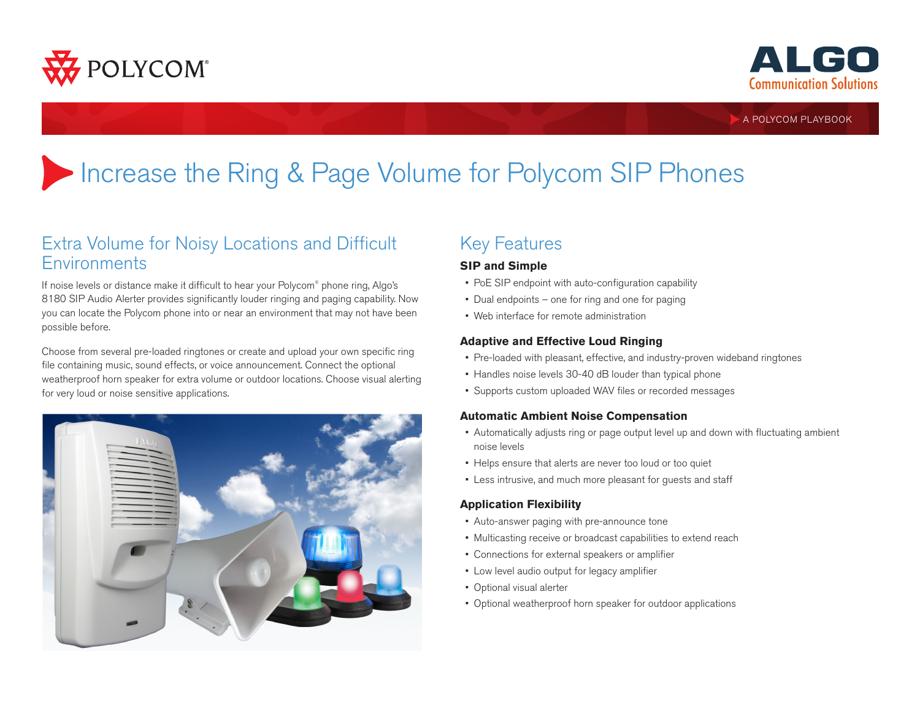POLYCOM®

ALGO Communication Solutions

A POLYCOM PLAYBOOK

# Increase the Ring & Page Volume for Polycom SIP Phones

## Extra Volume for Noisy Locations and Difficult Environments

If noise levels or distance make it difficult to hear your Polycom® phone ring, Algo's 8180 SIP Audio Alerter provides significantly louder ringing and paging capability. Now you can locate the Polycom phone into or near an environment that may not have been possible before.

Choose from several pre-loaded ringtones or create and upload your own specific ring file containing music, sound effects, or voice announcement. Connect the optional weatherproof horn speaker for extra volume or outdoor locations. Choose visual alerting for very loud or noise sensitive applications.

## Key Features

**SIP and Simple**

- PoE SIP endpoint with auto-configuration capability
- Dual endpoints – one for ring and one for paging
- Web interface for remote administration

**Adaptive and Effective Loud Ringing**

- Pre-loaded with pleasant, effective, and industry-proven wideband ringtones
- Handles noise levels 30-40 dB louder than typical phone
- Supports custom uploaded WAV files or recorded messages

**Automatic Ambient Noise Compensation**

- Automatically adjusts ring or page output level up and down with fluctuating ambient noise levels
- Helps ensure that alerts are never too loud or too quiet
- Less intrusive, and much more pleasant for guests and staff

**Application Flexibility**

- Auto-answer paging with pre-announce tone
- Multicasting receive or broadcast capabilities to extend reach
- Connections for external speakers or amplifier
- Low level audio output for legacy amplifier
- Optional visual alerter
- Optional weatherproof horn speaker for outdoor applications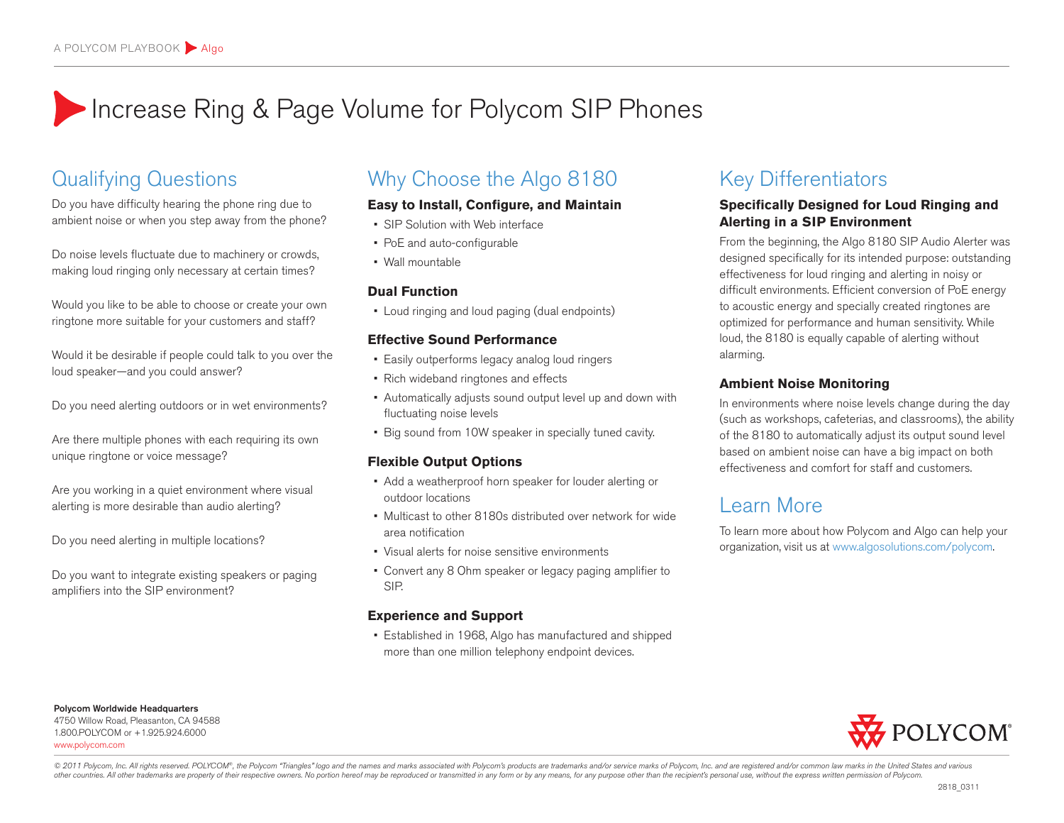# Increase Ring & Page Volume for Polycom SIP Phones

## Qualifying Questions

Do you have difficulty hearing the phone ring due to ambient noise or when you step away from the phone?

Do noise levels fluctuate due to machinery or crowds, making loud ringing only necessary at certain times?

Would you like to be able to choose or create your own ringtone more suitable for your customers and staff?

Would it be desirable if people could talk to you over the loud speaker—and you could answer?

Do you need alerting outdoors or in wet environments?

Are there multiple phones with each requiring its own unique ringtone or voice message?

Are you working in a quiet environment where visual alerting is more desirable than audio alerting?

Do you need alerting in multiple locations?

Do you want to integrate existing speakers or paging amplifiers into the SIP environment?

## Why Choose the Algo 8180

### Easy to Install, Configure, and Maintain

- SIP Solution with Web interface
- PoE and auto-configurable
- Wall mountable

### Dual Function

- Loud ringing and loud paging (dual endpoints)

### Effective Sound Performance

- Easily outperforms legacy analog loud ringers
- Rich wideband ringtones and effects
- Automatically adjusts sound output level up and down with fluctuating noise levels
- Big sound from 10W speaker in specially tuned cavity.

### Flexible Output Options

- Add a weatherproof horn speaker for louder alerting or outdoor locations
- Multicast to other 8180s distributed over network for wide area notification
- Visual alerts for noise sensitive environments
- Convert any 8 Ohm speaker or legacy paging amplifier to SIP.

### Experience and Support

- Established in 1968, Algo has manufactured and shipped more than one million telephony endpoint devices.

## Key Differentiators

### Specifically Designed for Loud Ringing and Alerting in a SIP Environment

From the beginning, the Algo 8180 SIP Audio Alerter was designed specifically for its intended purpose: outstanding effectiveness for loud ringing and alerting in noisy or difficult environments. Efficient conversion of PoE energy to acoustic energy and specially created ringtones are optimized for performance and human sensitivity. While loud, the 8180 is equally capable of alerting without alarming.

### Ambient Noise Monitoring

In environments where noise levels change during the day (such as workshops, cafeterias, and classrooms), the ability of the 8180 to automatically adjust its output sound level based on ambient noise can have a big impact on both effectiveness and comfort for staff and customers.

## Learn More

To learn more about how Polycom and Algo can help your organization, visit us at www.algosolutions.com/polycom.

**Polycom Worldwide Headquarters**
4750 Willow Road, Pleasanton, CA 94588
1.800.POLYCOM or +1.925.924.6000
www.polycom.com

POLYCOM®

*© 2011 Polycom, Inc. All rights reserved. POLYCOM®, the Polycom "Triangles" logo and the names and marks associated with Polycom's products are trademarks and/or service marks of Polycom, Inc. and are registered and/or common law marks in the United States and various other countries. All other trademarks are property of their respective owners. No portion hereof may be reproduced or transmitted in any form or by any means, for any purpose other than the recipient's personal use, without the express written permission of Polycom.*

2818_0311